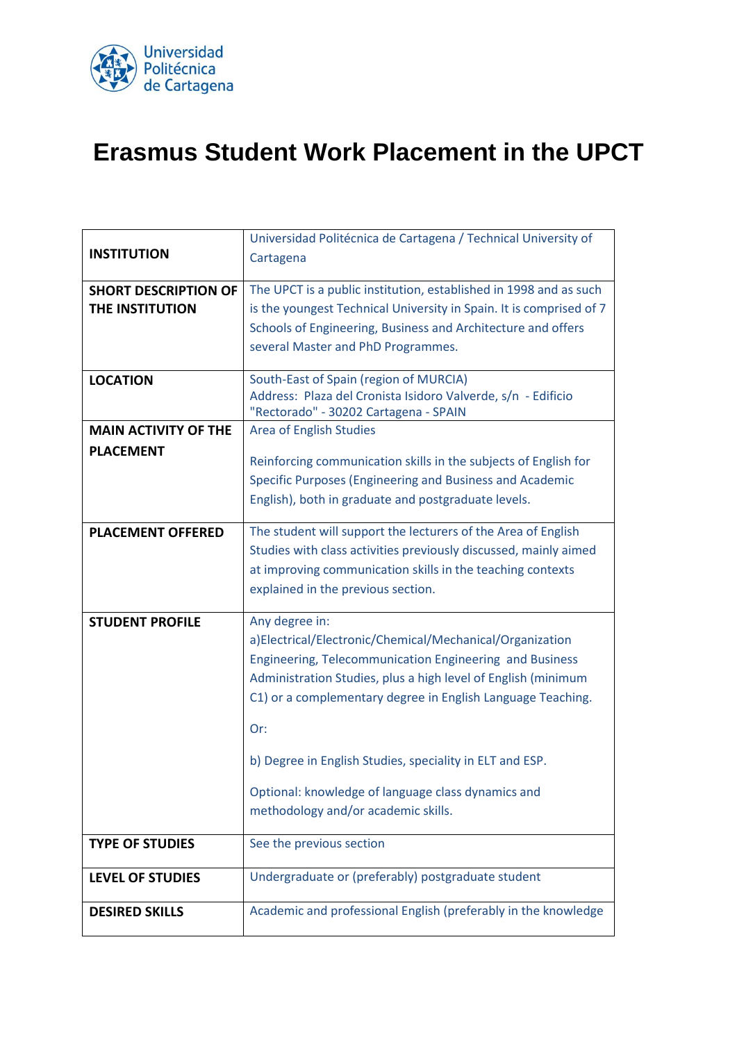Universidad Politécnica de Cartagena

# Erasmus Student Work Placement in the UPCT

| | |
|---|---|
| **INSTITUTION** | Universidad Politécnica de Cartagena / Technical University of Cartagena |
| **SHORT DESCRIPTION OF THE INSTITUTION** | The UPCT is a public institution, established in 1998 and as such is the youngest Technical University in Spain. It is comprised of 7 Schools of Engineering, Business and Architecture and offers several Master and PhD Programmes. |
| **LOCATION** | South-East of Spain (region of MURCIA)<br>Address: Plaza del Cronista Isidoro Valverde, s/n - Edificio "Rectorado" - 30202 Cartagena - SPAIN |
| **MAIN ACTIVITY OF THE PLACEMENT** | Area of English Studies<br><br>Reinforcing communication skills in the subjects of English for Specific Purposes (Engineering and Business and Academic English), both in graduate and postgraduate levels. |
| **PLACEMENT OFFERED** | The student will support the lecturers of the Area of English Studies with class activities previously discussed, mainly aimed at improving communication skills in the teaching contexts explained in the previous section. |
| **STUDENT PROFILE** | Any degree in:<br>a)Electrical/Electronic/Chemical/Mechanical/Organization Engineering, Telecommunication Engineering and Business Administration Studies, plus a high level of English (minimum C1) or a complementary degree in English Language Teaching.<br><br>Or:<br><br>b) Degree in English Studies, speciality in ELT and ESP.<br><br>Optional: knowledge of language class dynamics and methodology and/or academic skills. |
| **TYPE OF STUDIES** | See the previous section |
| **LEVEL OF STUDIES** | Undergraduate or (preferably) postgraduate student |
| **DESIRED SKILLS** | Academic and professional English (preferably in the knowledge |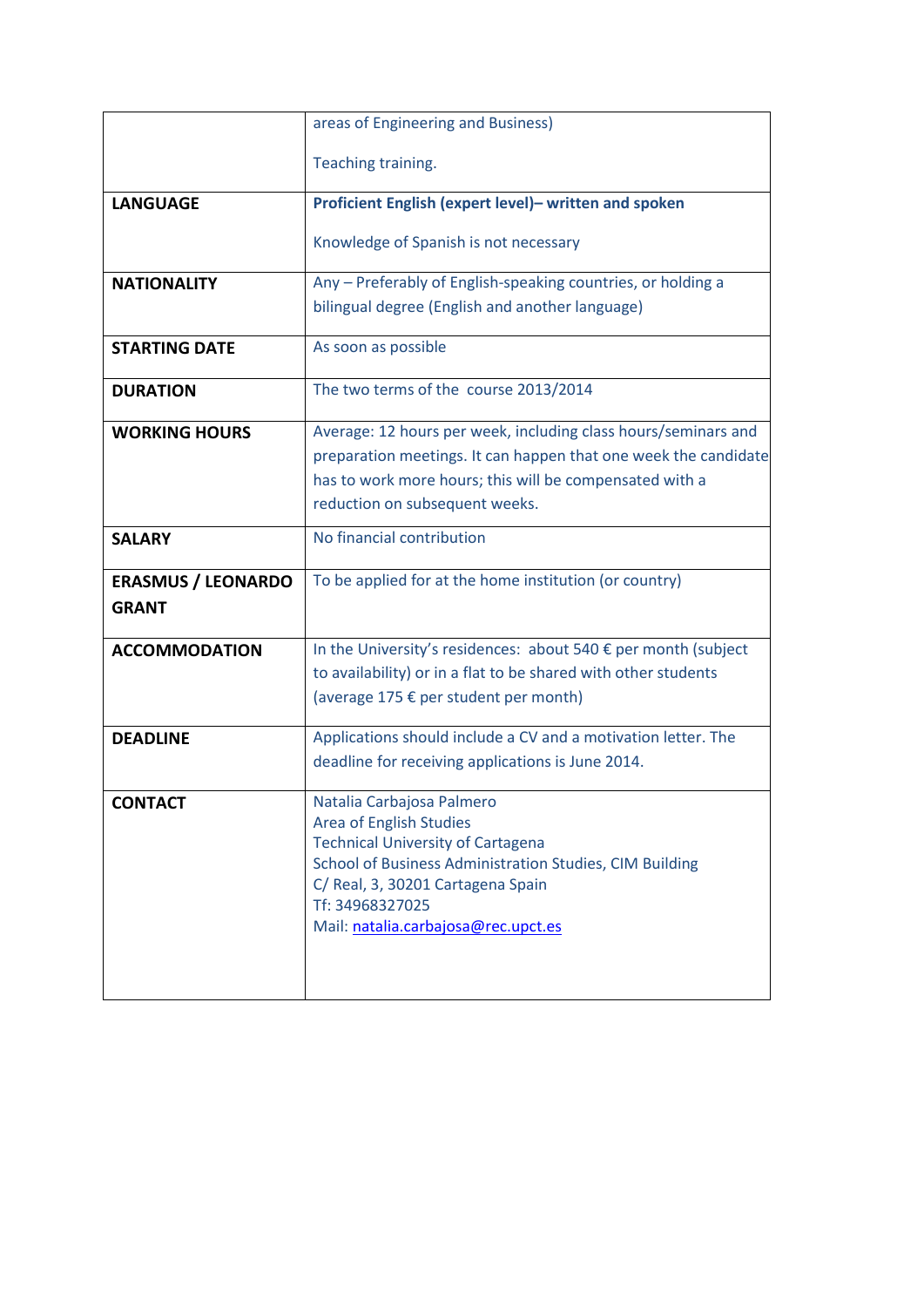| | |
|---|---|
| | areas of Engineering and Business)<br><br>Teaching training. |
| **LANGUAGE** | **Proficient English (expert level)– written and spoken**<br><br>Knowledge of Spanish is not necessary |
| **NATIONALITY** | Any – Preferably of English-speaking countries, or holding a bilingual degree (English and another language) |
| **STARTING DATE** | As soon as possible |
| **DURATION** | The two terms of the course 2013/2014 |
| **WORKING HOURS** | Average: 12 hours per week, including class hours/seminars and preparation meetings. It can happen that one week the candidate has to work more hours; this will be compensated with a reduction on subsequent weeks. |
| **SALARY** | No financial contribution |
| **ERASMUS / LEONARDO GRANT** | To be applied for at the home institution (or country) |
| **ACCOMMODATION** | In the University's residences: about 540 € per month (subject to availability) or in a flat to be shared with other students (average 175 € per student per month) |
| **DEADLINE** | Applications should include a CV and a motivation letter. The deadline for receiving applications is June 2014. |
| **CONTACT** | Natalia Carbajosa Palmero<br>Area of English Studies<br>Technical University of Cartagena<br>School of Business Administration Studies, CIM Building<br>C/ Real, 3, 30201 Cartagena Spain<br>Tf: 34968327025<br>Mail: natalia.carbajosa@rec.upct.es |